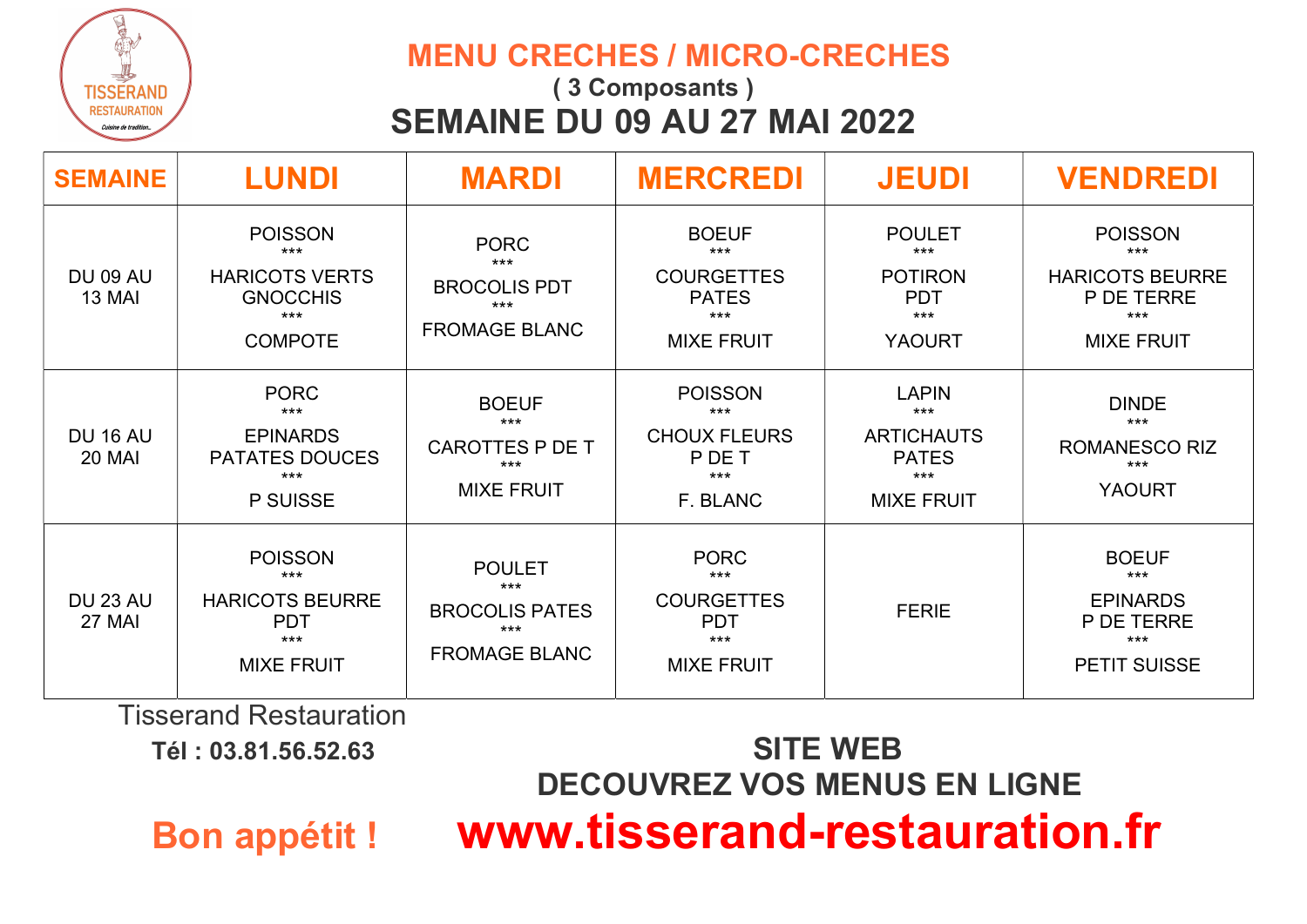TISSERAND RESTAURATION
Cuisine de tradition...

# MENU CRECHES / MICRO-CRECHES

**( 3 Composants )**

## SEMAINE DU 09 AU 27 MAI 2022

| SEMAINE | LUNDI | MARDI | MERCREDI | JEUDI | VENDREDI |
|---|---|---|---|---|---|
| DU 09 AU 13 MAI | POISSON<br>***<br>HARICOTS VERTS GNOCCHIS<br>***<br>COMPOTE | PORC<br>***<br>BROCOLIS PDT<br>***<br>FROMAGE BLANC | BOEUF<br>***<br>COURGETTES PATES<br>***<br>MIXE FRUIT | POULET<br>***<br>POTIRON PDT<br>***<br>YAOURT | POISSON<br>***<br>HARICOTS BEURRE P DE TERRE<br>***<br>MIXE FRUIT |
| DU 16 AU 20 MAI | PORC<br>***<br>EPINARDS PATATES DOUCES<br>***<br>P SUISSE | BOEUF<br>***<br>CAROTTES P DE T<br>***<br>MIXE FRUIT | POISSON<br>***<br>CHOUX FLEURS P DE T<br>***<br>F. BLANC | LAPIN<br>***<br>ARTICHAUTS PATES<br>***<br>MIXE FRUIT | DINDE<br>***<br>ROMANESCO RIZ<br>***<br>YAOURT |
| DU 23 AU 27 MAI | POISSON<br>***<br>HARICOTS BEURRE PDT<br>***<br>MIXE FRUIT | POULET<br>***<br>BROCOLIS PATES<br>***<br>FROMAGE BLANC | PORC<br>***<br>COURGETTES PDT<br>***<br>MIXE FRUIT | FERIE | BOEUF<br>***<br>EPINARDS P DE TERRE<br>***<br>PETIT SUISSE |

Tisserand Restauration

**Tél : 03.81.56.52.63**

**Bon appétit !**

**SITE WEB**

**DECOUVREZ VOS MENUS EN LIGNE**

**www.tisserand-restauration.fr**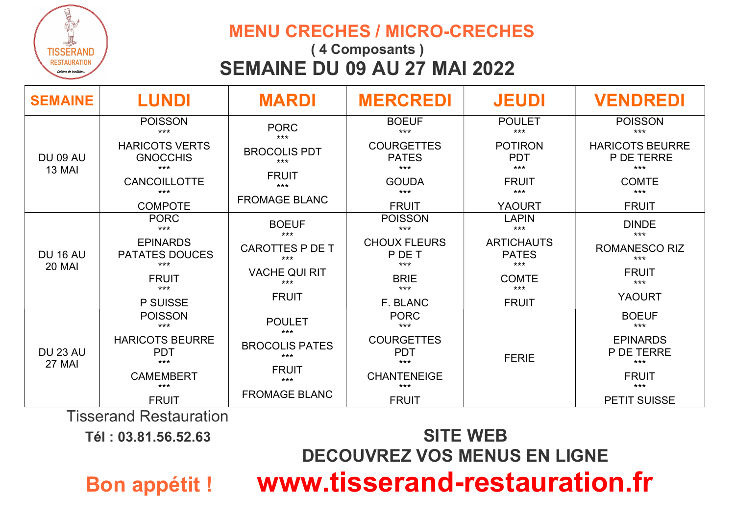TISSERAND RESTAURATION
Cuisine de tradition...

# MENU CRECHES / MICRO-CRECHES

**( 4 Composants )**

## SEMAINE DU 09 AU 27 MAI 2022

| SEMAINE | LUNDI | MARDI | MERCREDI | JEUDI | VENDREDI |
|---|---|---|---|---|---|
| DU 09 AU 13 MAI | POISSON *** HARICOTS VERTS GNOCCHIS *** CANCOILLOTTE *** COMPOTE | PORC *** BROCOLIS PDT *** FRUIT *** FROMAGE BLANC | BOEUF *** COURGETTES PATES *** GOUDA *** FRUIT | POULET *** POTIRON PDT *** FRUIT *** YAOURT | POISSON *** HARICOTS BEURRE P DE TERRE *** COMTE *** FRUIT |
| DU 16 AU 20 MAI | PORC *** EPINARDS PATATES DOUCES *** FRUIT *** P SUISSE | BOEUF *** CAROTTES P DE T *** VACHE QUI RIT *** FRUIT | POISSON *** CHOUX FLEURS P DE T *** BRIE *** F. BLANC | LAPIN *** ARTICHAUTS PATES *** COMTE *** FRUIT | DINDE *** ROMANESCO RIZ *** FRUIT *** YAOURT |
| DU 23 AU 27 MAI | POISSON *** HARICOTS BEURRE PDT *** CAMEMBERT *** FRUIT | POULET *** BROCOLIS PATES *** FRUIT *** FROMAGE BLANC | PORC *** COURGETTES PDT *** CHANTENEIGE *** FRUIT | FERIE | BOEUF *** EPINARDS P DE TERRE *** FRUIT *** PETIT SUISSE |

Tisserand Restauration

**Tél : 03.81.56.52.63**

**SITE WEB**
**DECOUVREZ VOS MENUS EN LIGNE**

**Bon appétit !**

**www.tisserand-restauration.fr**